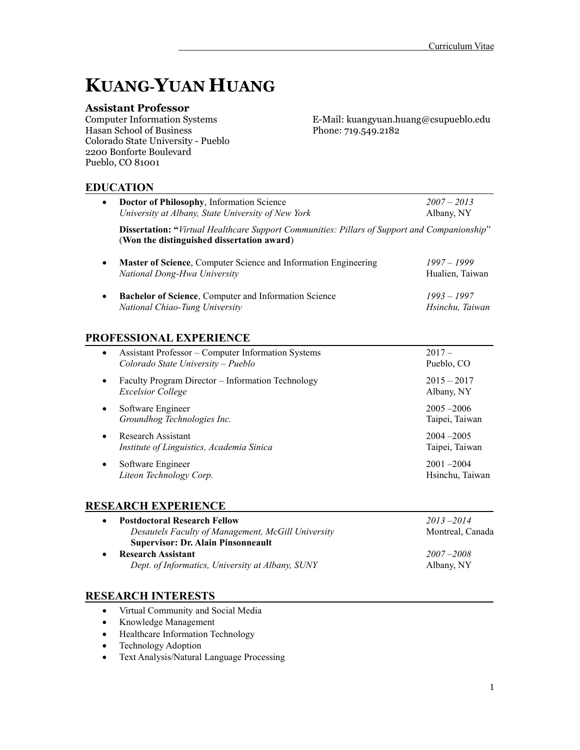# KUANG-YUAN HUANG

**Assistant Professor**
Computer Information Systems
Hasan School of Business
Colorado State University - Pueblo
2200 Bonforte Boulevard
Pueblo, CO 81001

E-Mail: kuangyuan.huang@csupueblo.edu
Phone: 719.549.2182

## EDUCATION

- **Doctor of Philosophy**, Information Science — *2007 – 2013*
  *University at Albany, State University of New York* — Albany, NY

  **Dissertation: "***Virtual Healthcare Support Communities: Pillars of Support and Companionship*"
  (**Won the distinguished dissertation award**)

- **Master of Science**, Computer Science and Information Engineering — *1997 – 1999*
  *National Dong-Hwa University* — Hualien, Taiwan

- **Bachelor of Science**, Computer and Information Science — *1993 – 1997*
  *National Chiao-Tung University* — *Hsinchu, Taiwan*

## PROFESSIONAL EXPERIENCE

- Assistant Professor – Computer Information Systems — 2017 –
  *Colorado State University – Pueblo* — Pueblo, CO
- Faculty Program Director – Information Technology — 2015 – 2017
  *Excelsior College* — Albany, NY
- Software Engineer — 2005 –2006
  *Groundhog Technologies Inc.* — Taipei, Taiwan
- Research Assistant — 2004 –2005
  *Institute of Linguistics, Academia Sinica* — Taipei, Taiwan
- Software Engineer — 2001 –2004
  *Liteon Technology Corp.* — Hsinchu, Taiwan

## RESEARCH EXPERIENCE

- **Postdoctoral Research Fellow** — *2013 –2014*
  *Desautels Faculty of Management, McGill University* — Montreal, Canada
  **Supervisor: Dr. Alain Pinsonneault**
- **Research Assistant** — *2007 –2008*
  *Dept. of Informatics, University at Albany, SUNY* — Albany, NY

## RESEARCH INTERESTS

- Virtual Community and Social Media
- Knowledge Management
- Healthcare Information Technology
- Technology Adoption
- Text Analysis/Natural Language Processing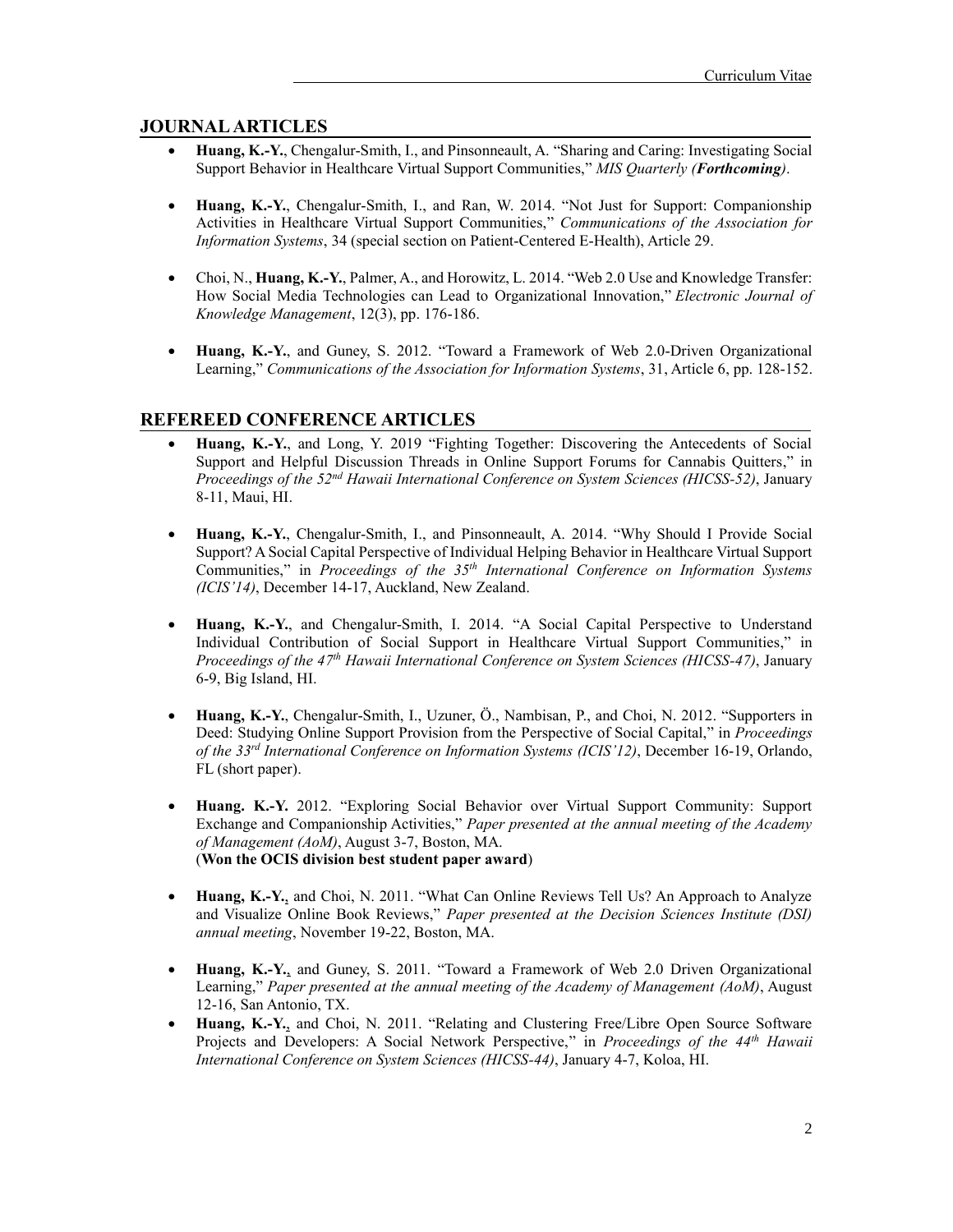## JOURNAL ARTICLES

- **Huang, K.-Y.**, Chengalur-Smith, I., and Pinsonneault, A. "Sharing and Caring: Investigating Social Support Behavior in Healthcare Virtual Support Communities," *MIS Quarterly (**Forthcoming**)*.

- **Huang, K.-Y.**, Chengalur-Smith, I., and Ran, W. 2014. "Not Just for Support: Companionship Activities in Healthcare Virtual Support Communities," *Communications of the Association for Information Systems*, 34 (special section on Patient-Centered E-Health), Article 29.

- Choi, N., **Huang, K.-Y.**, Palmer, A., and Horowitz, L. 2014. "Web 2.0 Use and Knowledge Transfer: How Social Media Technologies can Lead to Organizational Innovation," *Electronic Journal of Knowledge Management*, 12(3), pp. 176-186.

- **Huang, K.-Y.**, and Guney, S. 2012. "Toward a Framework of Web 2.0-Driven Organizational Learning," *Communications of the Association for Information Systems*, 31, Article 6, pp. 128-152.

## REFEREED CONFERENCE ARTICLES

- **Huang, K.-Y.**, and Long, Y. 2019 "Fighting Together: Discovering the Antecedents of Social Support and Helpful Discussion Threads in Online Support Forums for Cannabis Quitters," in *Proceedings of the 52nd Hawaii International Conference on System Sciences (HICSS-52)*, January 8-11, Maui, HI.

- **Huang, K.-Y.**, Chengalur-Smith, I., and Pinsonneault, A. 2014. "Why Should I Provide Social Support? A Social Capital Perspective of Individual Helping Behavior in Healthcare Virtual Support Communities," in *Proceedings of the 35th International Conference on Information Systems (ICIS'14)*, December 14-17, Auckland, New Zealand.

- **Huang, K.-Y.**, and Chengalur-Smith, I. 2014. "A Social Capital Perspective to Understand Individual Contribution of Social Support in Healthcare Virtual Support Communities," in *Proceedings of the 47th Hawaii International Conference on System Sciences (HICSS-47)*, January 6-9, Big Island, HI.

- **Huang, K.-Y.**, Chengalur-Smith, I., Uzuner, Ö., Nambisan, P., and Choi, N. 2012. "Supporters in Deed: Studying Online Support Provision from the Perspective of Social Capital," in *Proceedings of the 33rd International Conference on Information Systems (ICIS'12)*, December 16-19, Orlando, FL (short paper).

- **Huang. K.-Y.** 2012. "Exploring Social Behavior over Virtual Support Community: Support Exchange and Companionship Activities," *Paper presented at the annual meeting of the Academy of Management (AoM)*, August 3-7, Boston, MA.
  (**Won the OCIS division best student paper award**)

- **Huang, K.-Y.**, and Choi, N. 2011. "What Can Online Reviews Tell Us? An Approach to Analyze and Visualize Online Book Reviews," *Paper presented at the Decision Sciences Institute (DSI) annual meeting*, November 19-22, Boston, MA.

- **Huang, K.-Y.**, and Guney, S. 2011. "Toward a Framework of Web 2.0 Driven Organizational Learning," *Paper presented at the annual meeting of the Academy of Management (AoM)*, August 12-16, San Antonio, TX.

- **Huang, K.-Y.**, and Choi, N. 2011. "Relating and Clustering Free/Libre Open Source Software Projects and Developers: A Social Network Perspective," in *Proceedings of the 44th Hawaii International Conference on System Sciences (HICSS-44)*, January 4-7, Koloa, HI.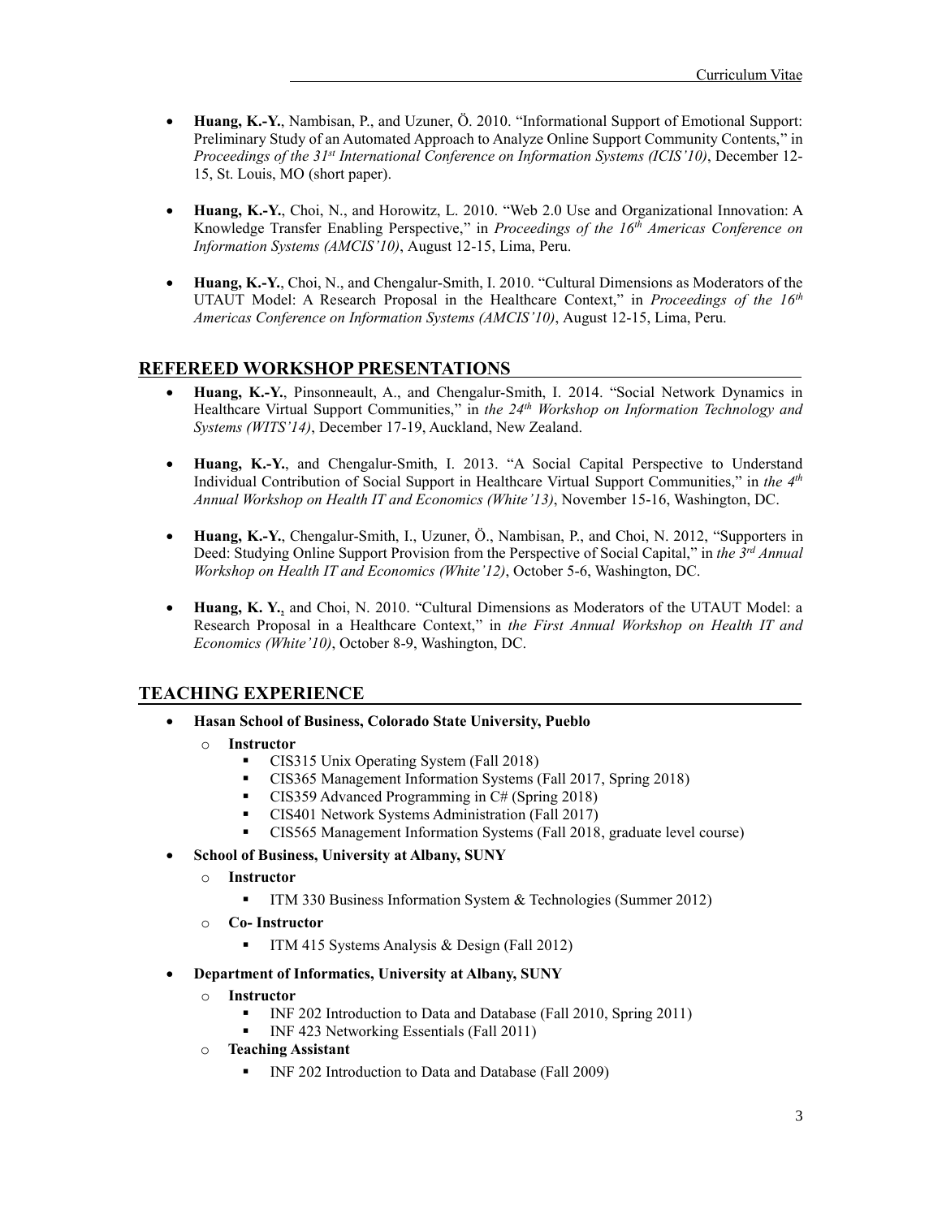- **Huang, K.-Y.**, Nambisan, P., and Uzuner, Ö. 2010. "Informational Support of Emotional Support: Preliminary Study of an Automated Approach to Analyze Online Support Community Contents," in *Proceedings of the 31st International Conference on Information Systems (ICIS'10)*, December 12-15, St. Louis, MO (short paper).

- **Huang, K.-Y.**, Choi, N., and Horowitz, L. 2010. "Web 2.0 Use and Organizational Innovation: A Knowledge Transfer Enabling Perspective," in *Proceedings of the 16th Americas Conference on Information Systems (AMCIS'10)*, August 12-15, Lima, Peru.

- **Huang, K.-Y.**, Choi, N., and Chengalur-Smith, I. 2010. "Cultural Dimensions as Moderators of the UTAUT Model: A Research Proposal in the Healthcare Context," in *Proceedings of the 16th Americas Conference on Information Systems (AMCIS'10)*, August 12-15, Lima, Peru.

## REFEREED WORKSHOP PRESENTATIONS

- **Huang, K.-Y.**, Pinsonneault, A., and Chengalur-Smith, I. 2014. "Social Network Dynamics in Healthcare Virtual Support Communities," in *the 24th Workshop on Information Technology and Systems (WITS'14)*, December 17-19, Auckland, New Zealand.

- **Huang, K.-Y.**, and Chengalur-Smith, I. 2013. "A Social Capital Perspective to Understand Individual Contribution of Social Support in Healthcare Virtual Support Communities," in *the 4th Annual Workshop on Health IT and Economics (White'13)*, November 15-16, Washington, DC.

- **Huang, K.-Y.**, Chengalur-Smith, I., Uzuner, Ö., Nambisan, P., and Choi, N. 2012, "Supporters in Deed: Studying Online Support Provision from the Perspective of Social Capital," in *the 3rd Annual Workshop on Health IT and Economics (White'12)*, October 5-6, Washington, DC.

- **Huang, K. Y.**, and Choi, N. 2010. "Cultural Dimensions as Moderators of the UTAUT Model: a Research Proposal in a Healthcare Context," in *the First Annual Workshop on Health IT and Economics (White'10)*, October 8-9, Washington, DC.

## TEACHING EXPERIENCE

- **Hasan School of Business, Colorado State University, Pueblo**
  - **Instructor**
    - CIS315 Unix Operating System (Fall 2018)
    - CIS365 Management Information Systems (Fall 2017, Spring 2018)
    - CIS359 Advanced Programming in C# (Spring 2018)
    - CIS401 Network Systems Administration (Fall 2017)
    - CIS565 Management Information Systems (Fall 2018, graduate level course)
- **School of Business, University at Albany, SUNY**
  - **Instructor**
    - ITM 330 Business Information System & Technologies (Summer 2012)
  - **Co- Instructor**
    - ITM 415 Systems Analysis & Design (Fall 2012)
- **Department of Informatics, University at Albany, SUNY**
  - **Instructor**
    - INF 202 Introduction to Data and Database (Fall 2010, Spring 2011)
    - INF 423 Networking Essentials (Fall 2011)
  - **Teaching Assistant**
    - INF 202 Introduction to Data and Database (Fall 2009)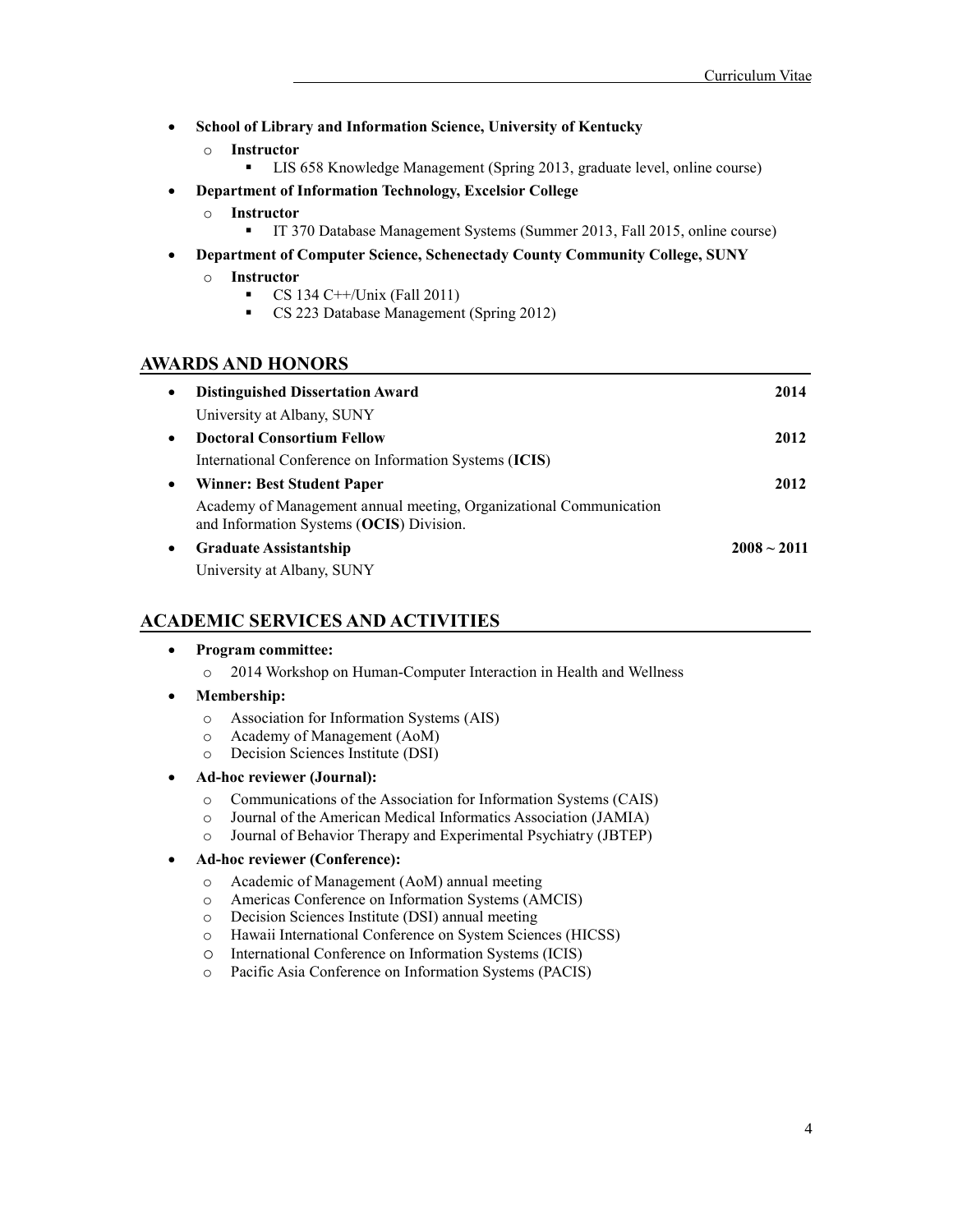- **School of Library and Information Science, University of Kentucky**
  - **Instructor**
    - LIS 658 Knowledge Management (Spring 2013, graduate level, online course)
- **Department of Information Technology, Excelsior College**
  - **Instructor**
    - IT 370 Database Management Systems (Summer 2013, Fall 2015, online course)
- **Department of Computer Science, Schenectady County Community College, SUNY**
  - **Instructor**
    - CS 134 C++/Unix (Fall 2011)
    - CS 223 Database Management (Spring 2012)

## AWARDS AND HONORS

- **Distinguished Dissertation Award** **2014**
  University at Albany, SUNY
- **Doctoral Consortium Fellow** **2012**
  International Conference on Information Systems (**ICIS**)
- **Winner: Best Student Paper** **2012**
  Academy of Management annual meeting, Organizational Communication and Information Systems (**OCIS**) Division.
- **Graduate Assistantship** **2008 ~ 2011**
  University at Albany, SUNY

## ACADEMIC SERVICES AND ACTIVITIES

- **Program committee:**
  - 2014 Workshop on Human-Computer Interaction in Health and Wellness
- **Membership:**
  - Association for Information Systems (AIS)
  - Academy of Management (AoM)
  - Decision Sciences Institute (DSI)
- **Ad-hoc reviewer (Journal):**
  - Communications of the Association for Information Systems (CAIS)
  - Journal of the American Medical Informatics Association (JAMIA)
  - Journal of Behavior Therapy and Experimental Psychiatry (JBTEP)
- **Ad-hoc reviewer (Conference):**
  - Academic of Management (AoM) annual meeting
  - Americas Conference on Information Systems (AMCIS)
  - Decision Sciences Institute (DSI) annual meeting
  - Hawaii International Conference on System Sciences (HICSS)
  - International Conference on Information Systems (ICIS)
  - Pacific Asia Conference on Information Systems (PACIS)